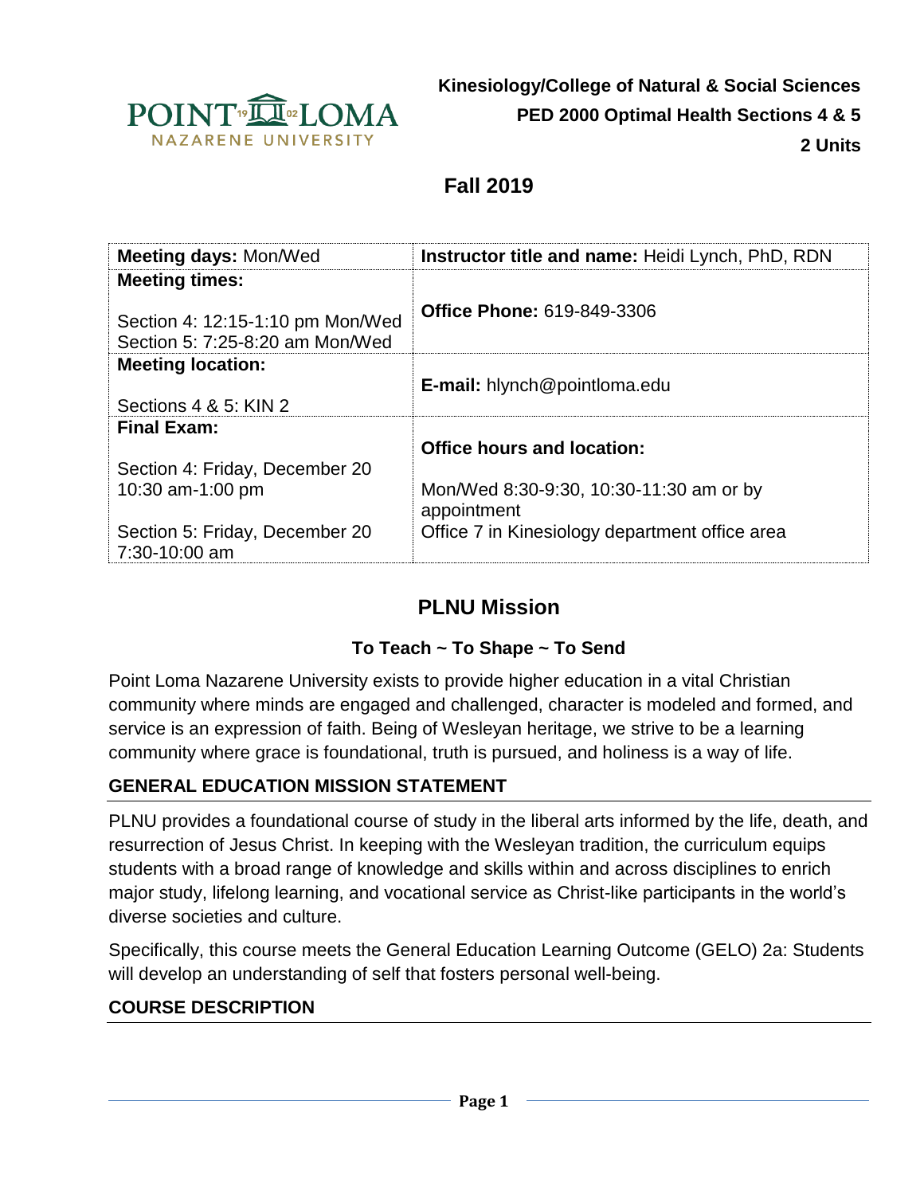**Kinesiology/College of Natural & Social Sciences**

**PED 2000 Optimal Health Sections 4 & 5**

**2 Units**

## Fall 2019

| | |
|---|---|
| **Meeting days:** Mon/Wed | **Instructor title and name:** Heidi Lynch, PhD, RDN |
| **Meeting times:**<br><br>Section 4: 12:15-1:10 pm Mon/Wed<br>Section 5: 7:25-8:20 am Mon/Wed | **Office Phone:** 619-849-3306 |
| **Meeting location:**<br><br>Sections 4 & 5: KIN 2 | **E-mail:** hlynch@pointloma.edu |
| **Final Exam:**<br><br>Section 4: Friday, December 20<br>10:30 am-1:00 pm<br><br>Section 5: Friday, December 20<br>7:30-10:00 am | **Office hours and location:**<br><br>Mon/Wed 8:30-9:30, 10:30-11:30 am or by appointment<br>Office 7 in Kinesiology department office area |

## PLNU Mission

### To Teach ~ To Shape ~ To Send

Point Loma Nazarene University exists to provide higher education in a vital Christian community where minds are engaged and challenged, character is modeled and formed, and service is an expression of faith. Being of Wesleyan heritage, we strive to be a learning community where grace is foundational, truth is pursued, and holiness is a way of life.

### GENERAL EDUCATION MISSION STATEMENT

PLNU provides a foundational course of study in the liberal arts informed by the life, death, and resurrection of Jesus Christ. In keeping with the Wesleyan tradition, the curriculum equips students with a broad range of knowledge and skills within and across disciplines to enrich major study, lifelong learning, and vocational service as Christ-like participants in the world's diverse societies and culture.

Specifically, this course meets the General Education Learning Outcome (GELO) 2a: Students will develop an understanding of self that fosters personal well-being.

### COURSE DESCRIPTION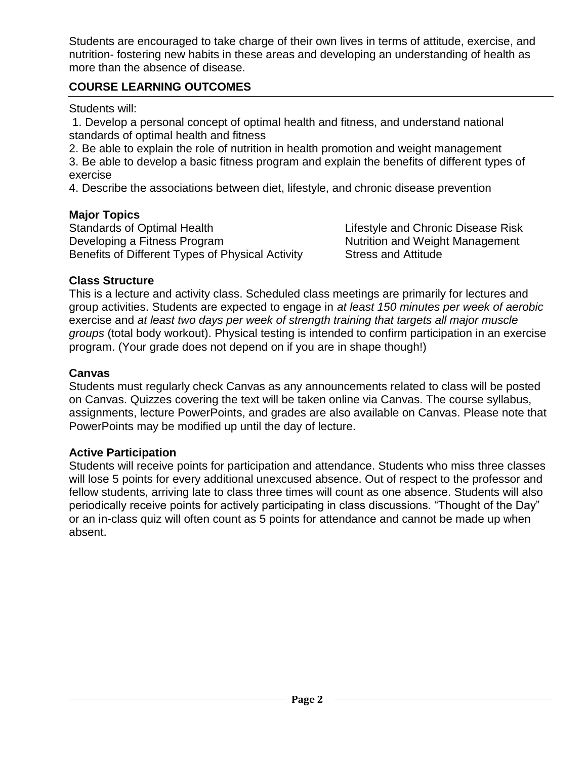Students are encouraged to take charge of their own lives in terms of attitude, exercise, and nutrition- fostering new habits in these areas and developing an understanding of health as more than the absence of disease.

## COURSE LEARNING OUTCOMES

Students will:

1. Develop a personal concept of optimal health and fitness, and understand national standards of optimal health and fitness
2. Be able to explain the role of nutrition in health promotion and weight management
3. Be able to develop a basic fitness program and explain the benefits of different types of exercise
4. Describe the associations between diet, lifestyle, and chronic disease prevention

### Major Topics

Standards of Optimal Health
Developing a Fitness Program
Benefits of Different Types of Physical Activity
Lifestyle and Chronic Disease Risk
Nutrition and Weight Management
Stress and Attitude

### Class Structure

This is a lecture and activity class. Scheduled class meetings are primarily for lectures and group activities. Students are expected to engage in *at least 150 minutes per week of aerobic* exercise and *at least two days per week of strength training that targets all major muscle groups* (total body workout). Physical testing is intended to confirm participation in an exercise program. (Your grade does not depend on if you are in shape though!)

### Canvas

Students must regularly check Canvas as any announcements related to class will be posted on Canvas. Quizzes covering the text will be taken online via Canvas. The course syllabus, assignments, lecture PowerPoints, and grades are also available on Canvas. Please note that PowerPoints may be modified up until the day of lecture.

### Active Participation

Students will receive points for participation and attendance. Students who miss three classes will lose 5 points for every additional unexcused absence. Out of respect to the professor and fellow students, arriving late to class three times will count as one absence. Students will also periodically receive points for actively participating in class discussions. "Thought of the Day" or an in-class quiz will often count as 5 points for attendance and cannot be made up when absent.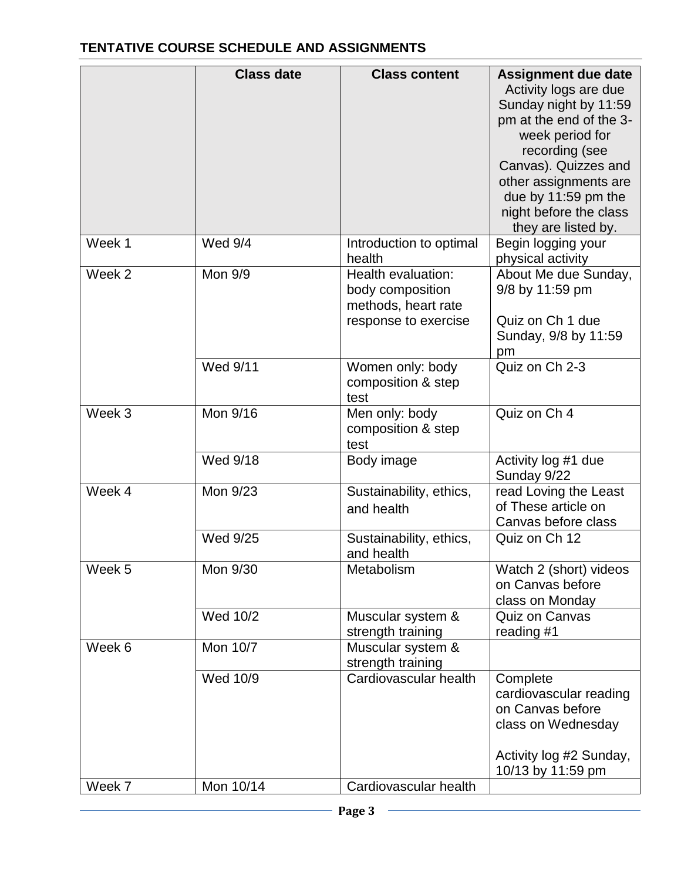**TENTATIVE COURSE SCHEDULE AND ASSIGNMENTS**

| | **Class date** | **Class content** | **Assignment due date** Activity logs are due Sunday night by 11:59 pm at the end of the 3-week period for recording (see Canvas). Quizzes and other assignments are due by 11:59 pm the night before the class they are listed by. |
|---|---|---|---|
| Week 1 | Wed 9/4 | Introduction to optimal health | Begin logging your physical activity |
| Week 2 | Mon 9/9 | Health evaluation: body composition methods, heart rate response to exercise | About Me due Sunday, 9/8 by 11:59 pm<br><br>Quiz on Ch 1 due Sunday, 9/8 by 11:59 pm |
| | Wed 9/11 | Women only: body composition & step test | Quiz on Ch 2-3 |
| Week 3 | Mon 9/16 | Men only: body composition & step test | Quiz on Ch 4 |
| | Wed 9/18 | Body image | Activity log #1 due Sunday 9/22 |
| Week 4 | Mon 9/23 | Sustainability, ethics, and health | read Loving the Least of These article on Canvas before class |
| | Wed 9/25 | Sustainability, ethics, and health | Quiz on Ch 12 |
| Week 5 | Mon 9/30 | Metabolism | Watch 2 (short) videos on Canvas before class on Monday |
| | Wed 10/2 | Muscular system & strength training | Quiz on Canvas reading #1 |
| Week 6 | Mon 10/7 | Muscular system & strength training | |
| | Wed 10/9 | Cardiovascular health | Complete cardiovascular reading on Canvas before class on Wednesday<br><br>Activity log #2 Sunday, 10/13 by 11:59 pm |
| Week 7 | Mon 10/14 | Cardiovascular health | |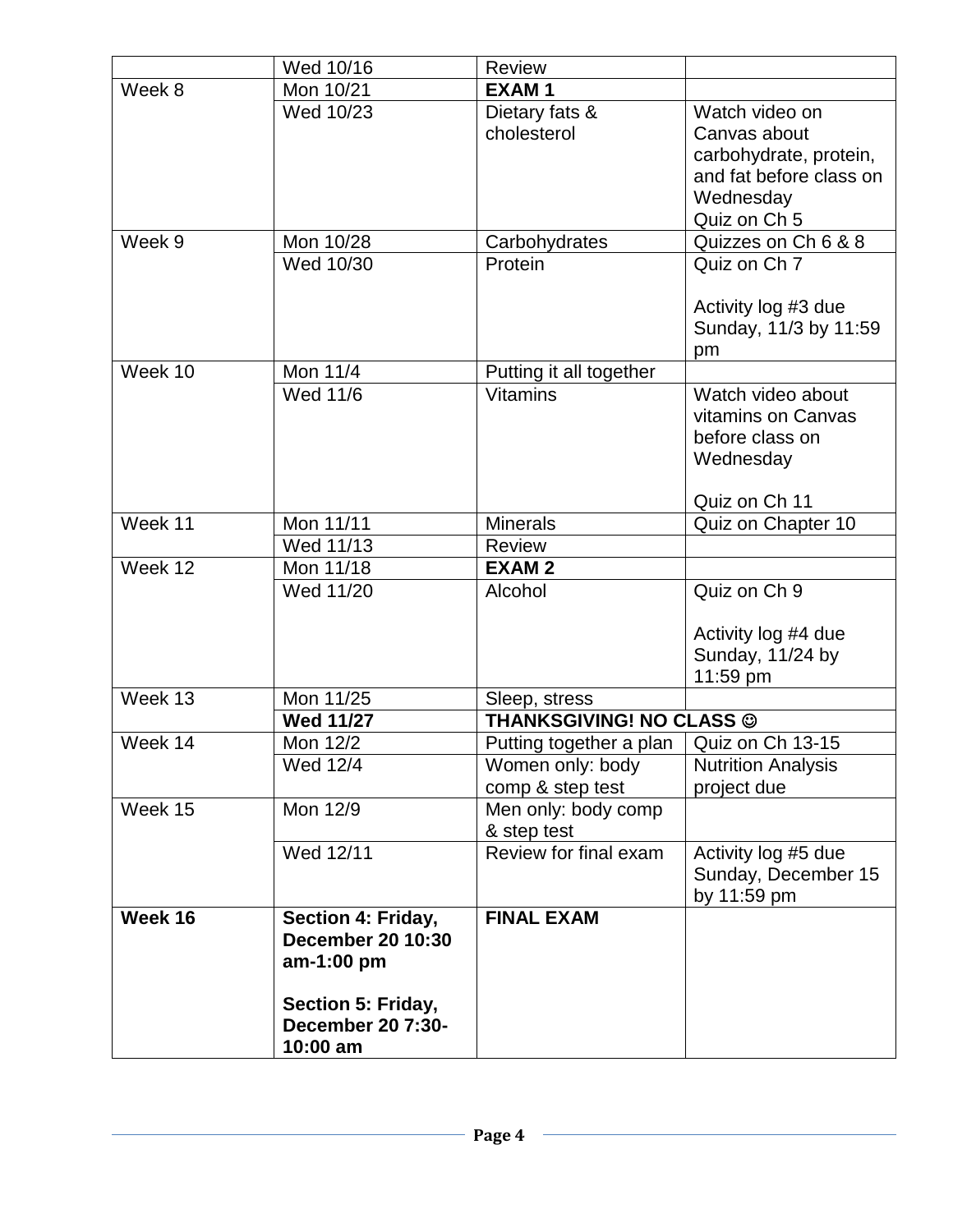| | | | |
|---|---|---|---|
| | Wed 10/16 | Review | |
| Week 8 | Mon 10/21 | **EXAM 1** | |
| | Wed 10/23 | Dietary fats & cholesterol | Watch video on Canvas about carbohydrate, protein, and fat before class on Wednesday<br>Quiz on Ch 5 |
| Week 9 | Mon 10/28 | Carbohydrates | Quizzes on Ch 6 & 8 |
| | Wed 10/30 | Protein | Quiz on Ch 7<br><br>Activity log #3 due Sunday, 11/3 by 11:59 pm |
| Week 10 | Mon 11/4 | Putting it all together | |
| | Wed 11/6 | Vitamins | Watch video about vitamins on Canvas before class on Wednesday<br><br>Quiz on Ch 11 |
| Week 11 | Mon 11/11 | Minerals | Quiz on Chapter 10 |
| | Wed 11/13 | Review | |
| Week 12 | Mon 11/18 | **EXAM 2** | |
| | Wed 11/20 | Alcohol | Quiz on Ch 9<br><br>Activity log #4 due Sunday, 11/24 by 11:59 pm |
| Week 13 | Mon 11/25 | Sleep, stress | |
| | **Wed 11/27** | **THANKSGIVING! NO CLASS ☺** | |
| Week 14 | Mon 12/2 | Putting together a plan | Quiz on Ch 13-15 |
| | Wed 12/4 | Women only: body comp & step test | Nutrition Analysis project due |
| Week 15 | Mon 12/9 | Men only: body comp & step test | |
| | Wed 12/11 | Review for final exam | Activity log #5 due Sunday, December 15 by 11:59 pm |
| **Week 16** | **Section 4: Friday, December 20 10:30 am-1:00 pm**<br><br>**Section 5: Friday, December 20 7:30-10:00 am** | **FINAL EXAM** | |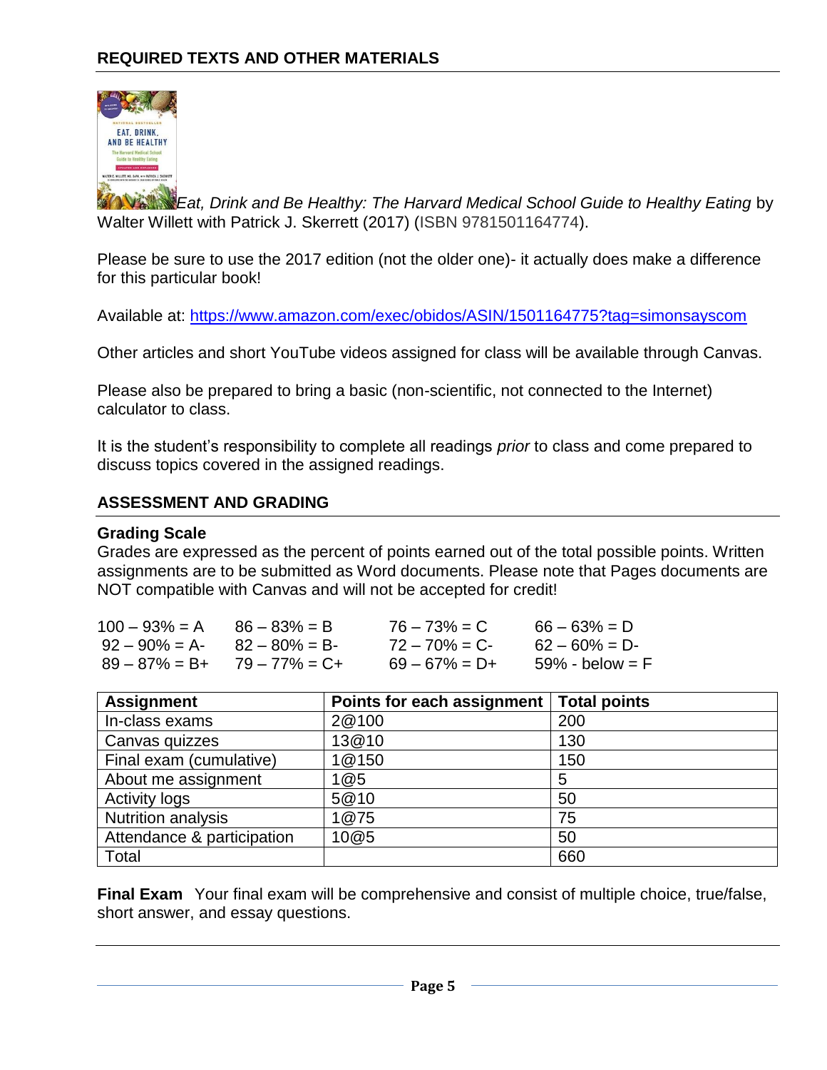## REQUIRED TEXTS AND OTHER MATERIALS

*Eat, Drink and Be Healthy: The Harvard Medical School Guide to Healthy Eating* by Walter Willett with Patrick J. Skerrett (2017) (ISBN 9781501164774).

Please be sure to use the 2017 edition (not the older one)- it actually does make a difference for this particular book!

Available at: https://www.amazon.com/exec/obidos/ASIN/1501164775?tag=simonsayscom

Other articles and short YouTube videos assigned for class will be available through Canvas.

Please also be prepared to bring a basic (non-scientific, not connected to the Internet) calculator to class.

It is the student's responsibility to complete all readings *prior* to class and come prepared to discuss topics covered in the assigned readings.

## ASSESSMENT AND GRADING

**Grading Scale**
Grades are expressed as the percent of points earned out of the total possible points. Written assignments are to be submitted as Word documents. Please note that Pages documents are NOT compatible with Canvas and will not be accepted for credit!

| | | | |
|---|---|---|---|
| 100 – 93% = A | 86 – 83% = B | 76 – 73% = C | 66 – 63% = D |
| 92 – 90% = A- | 82 – 80% = B- | 72 – 70% = C- | 62 – 60% = D- |
| 89 – 87% = B+ | 79 – 77% = C+ | 69 – 67% = D+ | 59% - below = F |

| Assignment | Points for each assignment | Total points |
|---|---|---|
| In-class exams | 2@100 | 200 |
| Canvas quizzes | 13@10 | 130 |
| Final exam (cumulative) | 1@150 | 150 |
| About me assignment | 1@5 | 5 |
| Activity logs | 5@10 | 50 |
| Nutrition analysis | 1@75 | 75 |
| Attendance & participation | 10@5 | 50 |
| Total | | 660 |

**Final Exam** Your final exam will be comprehensive and consist of multiple choice, true/false, short answer, and essay questions.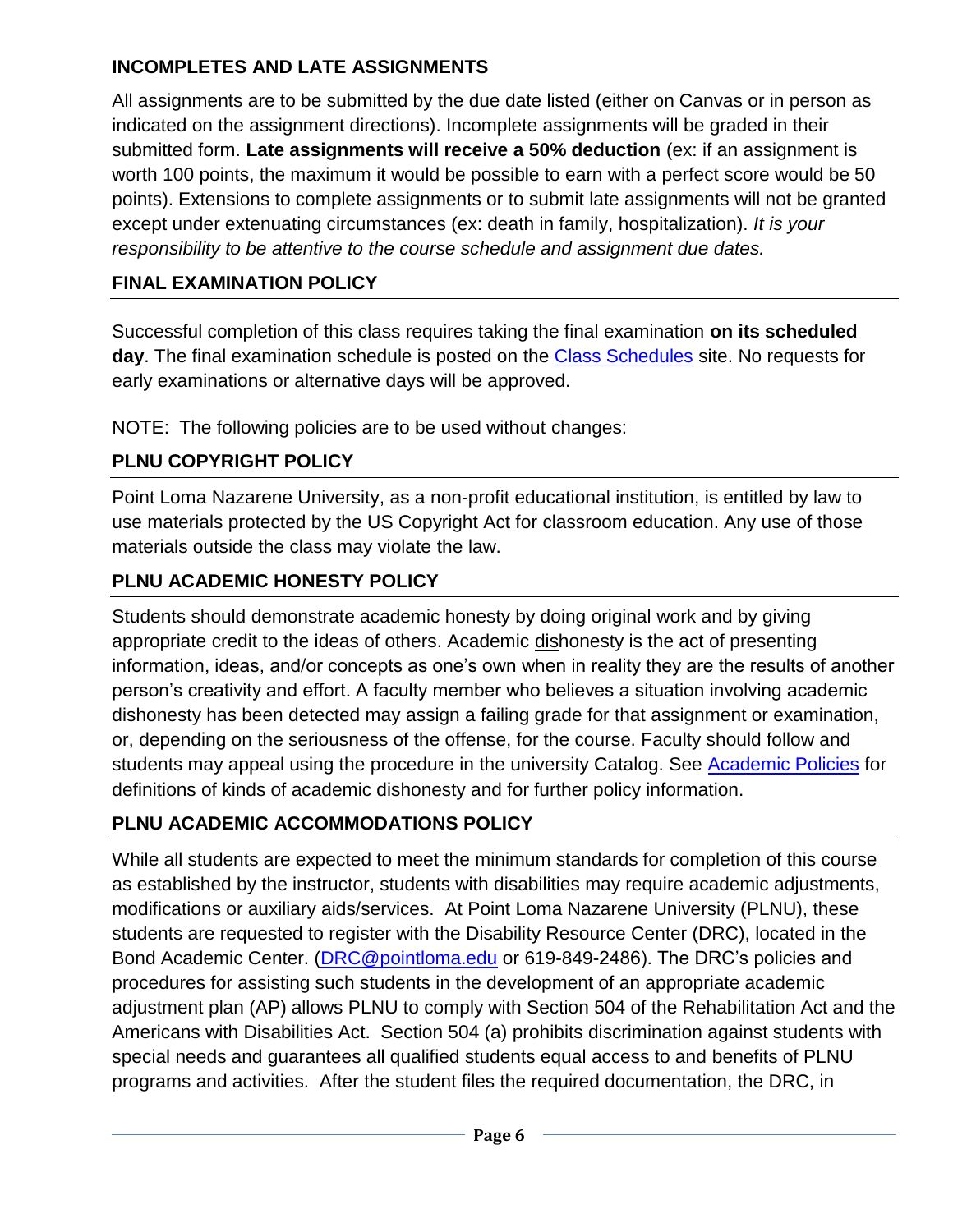### INCOMPLETES AND LATE ASSIGNMENTS

All assignments are to be submitted by the due date listed (either on Canvas or in person as indicated on the assignment directions). Incomplete assignments will be graded in their submitted form. **Late assignments will receive a 50% deduction** (ex: if an assignment is worth 100 points, the maximum it would be possible to earn with a perfect score would be 50 points). Extensions to complete assignments or to submit late assignments will not be granted except under extenuating circumstances (ex: death in family, hospitalization). *It is your responsibility to be attentive to the course schedule and assignment due dates.*

### FINAL EXAMINATION POLICY

Successful completion of this class requires taking the final examination **on its scheduled day**. The final examination schedule is posted on the [Class Schedules](Class Schedules) site. No requests for early examinations or alternative days will be approved.

NOTE: The following policies are to be used without changes:

### PLNU COPYRIGHT POLICY

Point Loma Nazarene University, as a non-profit educational institution, is entitled by law to use materials protected by the US Copyright Act for classroom education. Any use of those materials outside the class may violate the law.

### PLNU ACADEMIC HONESTY POLICY

Students should demonstrate academic honesty by doing original work and by giving appropriate credit to the ideas of others. Academic dishonesty is the act of presenting information, ideas, and/or concepts as one's own when in reality they are the results of another person's creativity and effort. A faculty member who believes a situation involving academic dishonesty has been detected may assign a failing grade for that assignment or examination, or, depending on the seriousness of the offense, for the course. Faculty should follow and students may appeal using the procedure in the university Catalog. See [Academic Policies](Academic Policies) for definitions of kinds of academic dishonesty and for further policy information.

### PLNU ACADEMIC ACCOMMODATIONS POLICY

While all students are expected to meet the minimum standards for completion of this course as established by the instructor, students with disabilities may require academic adjustments, modifications or auxiliary aids/services. At Point Loma Nazarene University (PLNU), these students are requested to register with the Disability Resource Center (DRC), located in the Bond Academic Center. (DRC@pointloma.edu or 619-849-2486). The DRC's policies and procedures for assisting such students in the development of an appropriate academic adjustment plan (AP) allows PLNU to comply with Section 504 of the Rehabilitation Act and the Americans with Disabilities Act. Section 504 (a) prohibits discrimination against students with special needs and guarantees all qualified students equal access to and benefits of PLNU programs and activities. After the student files the required documentation, the DRC, in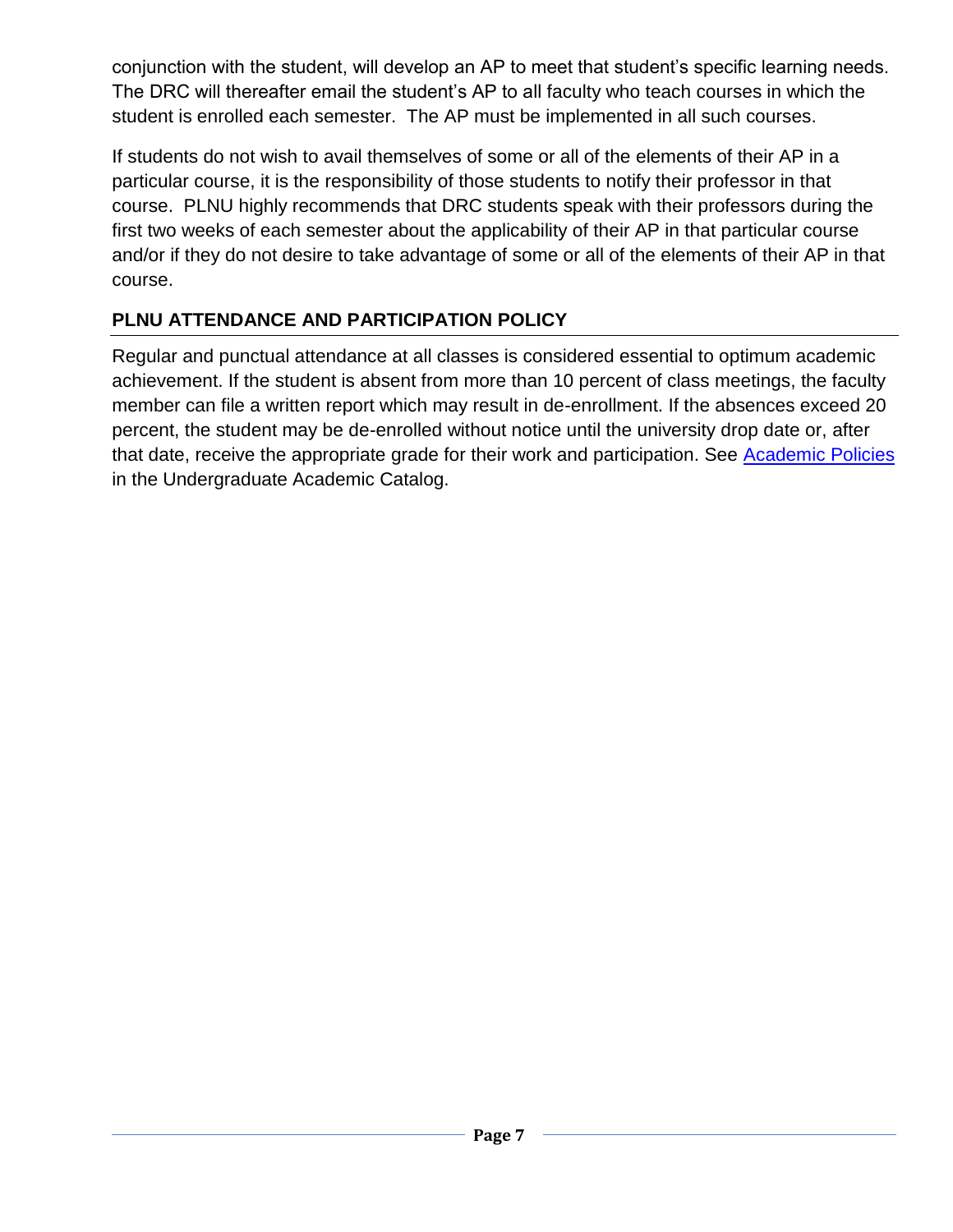conjunction with the student, will develop an AP to meet that student's specific learning needs. The DRC will thereafter email the student's AP to all faculty who teach courses in which the student is enrolled each semester. The AP must be implemented in all such courses.

If students do not wish to avail themselves of some or all of the elements of their AP in a particular course, it is the responsibility of those students to notify their professor in that course. PLNU highly recommends that DRC students speak with their professors during the first two weeks of each semester about the applicability of their AP in that particular course and/or if they do not desire to take advantage of some or all of the elements of their AP in that course.

## PLNU ATTENDANCE AND PARTICIPATION POLICY

Regular and punctual attendance at all classes is considered essential to optimum academic achievement. If the student is absent from more than 10 percent of class meetings, the faculty member can file a written report which may result in de-enrollment. If the absences exceed 20 percent, the student may be de-enrolled without notice until the university drop date or, after that date, receive the appropriate grade for their work and participation. See Academic Policies in the Undergraduate Academic Catalog.